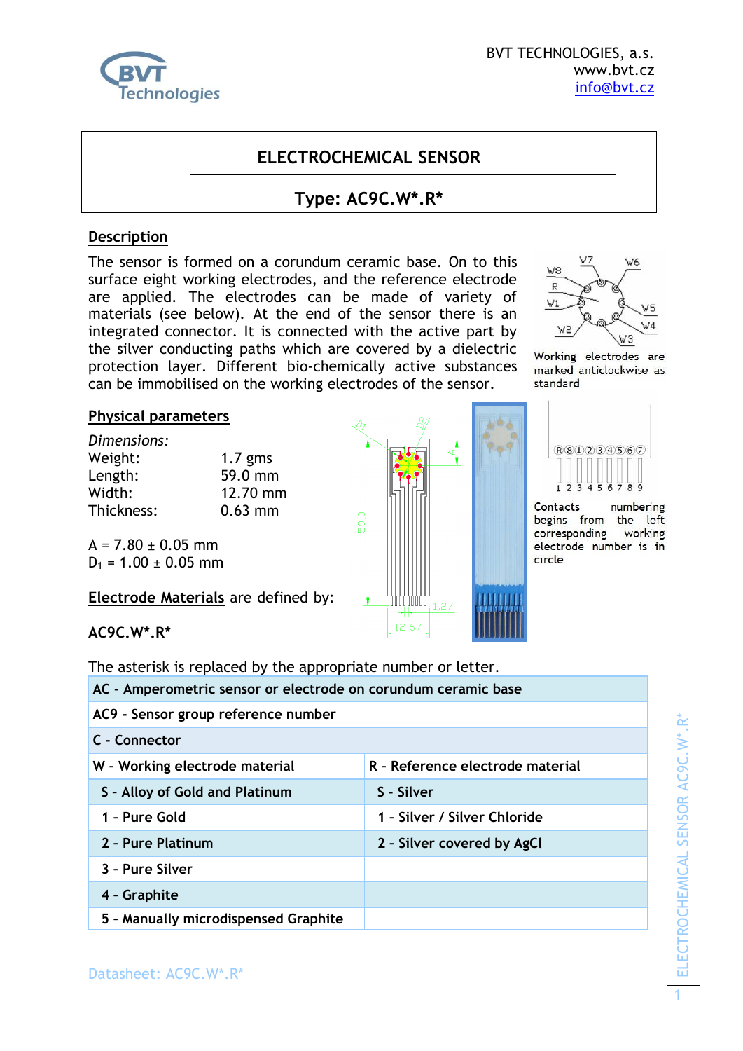BVT TECHNOLOGIES, a.s.
www.bvt.cz
info@bvt.cz

# ELECTROCHEMICAL SENSOR

## Type: AC9C.W*.R*

## Description

The sensor is formed on a corundum ceramic base. On to this surface eight working electrodes, and the reference electrode are applied. The electrodes can be made of variety of materials (see below). At the end of the sensor there is an integrated connector. It is connected with the active part by the silver conducting paths which are covered by a dielectric protection layer. Different bio-chemically active substances can be immobilised on the working electrodes of the sensor.

Working electrodes are marked anticlockwise as standard

## Physical parameters

*Dimensions:*

| | |
|---|---|
| Weight: | 1.7 gms |
| Length: | 59.0 mm |
| Width: | 12.70 mm |
| Thickness: | 0.63 mm |

A = 7.80 ± 0.05 mm
$D_1$ = 1.00 ± 0.05 mm

Contacts numbering begins from the left corresponding working electrode number is in circle

**Electrode Materials** are defined by:

**AC9C.W*.R***

The asterisk is replaced by the appropriate number or letter.

| AC - Amperometric sensor or electrode on corundum ceramic base | |
|---|---|
| AC9 - Sensor group reference number | |
| C - Connector | |
| W - Working electrode material | R - Reference electrode material |
| S - Alloy of Gold and Platinum | S - Silver |
| 1 - Pure Gold | 1 - Silver / Silver Chloride |
| 2 - Pure Platinum | 2 - Silver covered by AgCl |
| 3 - Pure Silver | |
| 4 - Graphite | |
| 5 - Manually microdispensed Graphite | |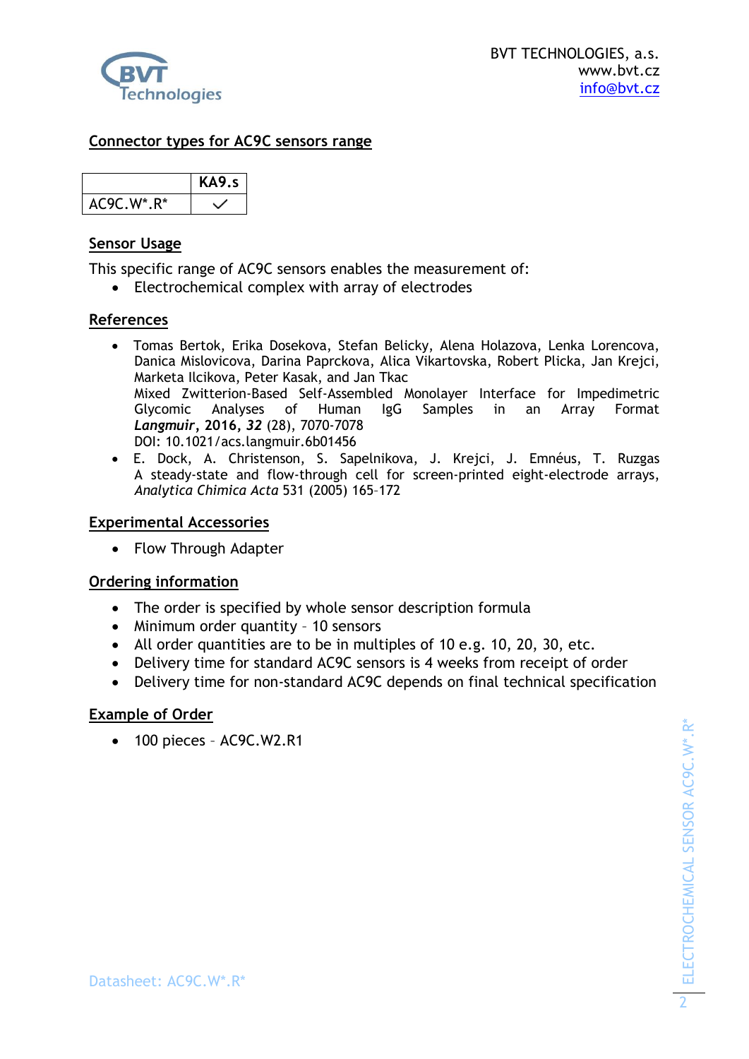## Connector types for AC9C sensors range

| | KA9.s |
|---|---|
| AC9C.W*.R* | ✓ |

## Sensor Usage

This specific range of AC9C sensors enables the measurement of:

- Electrochemical complex with array of electrodes

## References

- Tomas Bertok, Erika Dosekova, Stefan Belicky, Alena Holazova, Lenka Lorencova, Danica Mislovicova, Darina Paprckova, Alica Vikartovska, Robert Plicka, Jan Krejci, Marketa Ilcikova, Peter Kasak, and Jan Tkac
  Mixed Zwitterion-Based Self-Assembled Monolayer Interface for Impedimetric Glycomic Analyses of Human IgG Samples in an Array Format
  ***Langmuir*, 2016, *32*** (28), 7070-7078
  DOI: 10.1021/acs.langmuir.6b01456
- E. Dock, A. Christenson, S. Sapelnikova, J. Krejci, J. Emnéus, T. Ruzgas
  A steady-state and flow-through cell for screen-printed eight-electrode arrays, *Analytica Chimica Acta* 531 (2005) 165–172

## Experimental Accessories

- Flow Through Adapter

## Ordering information

- The order is specified by whole sensor description formula
- Minimum order quantity – 10 sensors
- All order quantities are to be in multiples of 10 e.g. 10, 20, 30, etc.
- Delivery time for standard AC9C sensors is 4 weeks from receipt of order
- Delivery time for non-standard AC9C depends on final technical specification

## Example of Order

- 100 pieces – AC9C.W2.R1